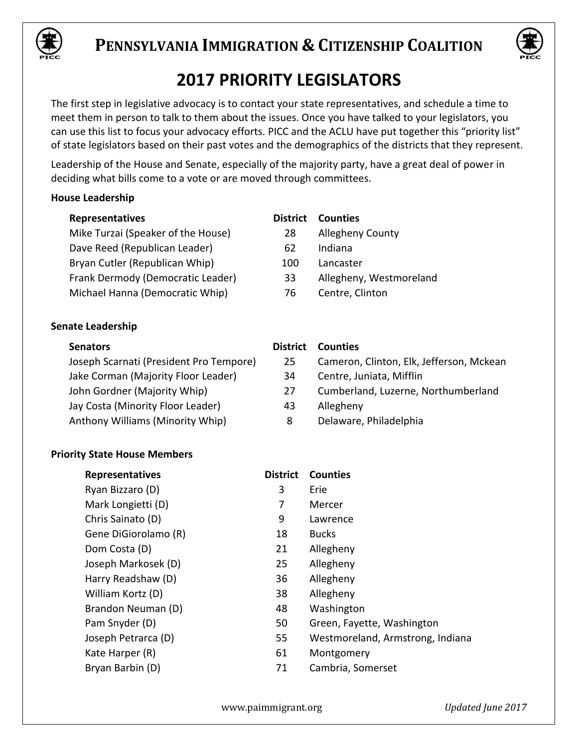# Pennsylvania Immigration & Citizenship Coalition

## 2017 PRIORITY LEGISLATORS

The first step in legislative advocacy is to contact your state representatives, and schedule a time to meet them in person to talk to them about the issues. Once you have talked to your legislators, you can use this list to focus your advocacy efforts. PICC and the ACLU have put together this "priority list" of state legislators based on their past votes and the demographics of the districts that they represent.

Leadership of the House and Senate, especially of the majority party, have a great deal of power in deciding what bills come to a vote or are moved through committees.

### House Leadership

| Representatives | District | Counties |
|---|---|---|
| Mike Turzai (Speaker of the House) | 28 | Allegheny County |
| Dave Reed (Republican Leader) | 62 | Indiana |
| Bryan Cutler (Republican Whip) | 100 | Lancaster |
| Frank Dermody (Democratic Leader) | 33 | Allegheny, Westmoreland |
| Michael Hanna (Democratic Whip) | 76 | Centre, Clinton |

### Senate Leadership

| Senators | District | Counties |
|---|---|---|
| Joseph Scarnati (President Pro Tempore) | 25 | Cameron, Clinton, Elk, Jefferson, Mckean |
| Jake Corman (Majority Floor Leader) | 34 | Centre, Juniata, Mifflin |
| John Gordner (Majority Whip) | 27 | Cumberland, Luzerne, Northumberland |
| Jay Costa (Minority Floor Leader) | 43 | Allegheny |
| Anthony Williams (Minority Whip) | 8 | Delaware, Philadelphia |

### Priority State House Members

| Representatives | District | Counties |
|---|---|---|
| Ryan Bizzaro (D) | 3 | Erie |
| Mark Longietti (D) | 7 | Mercer |
| Chris Sainato (D) | 9 | Lawrence |
| Gene DiGiorolamo (R) | 18 | Bucks |
| Dom Costa (D) | 21 | Allegheny |
| Joseph Markosek (D) | 25 | Allegheny |
| Harry Readshaw (D) | 36 | Allegheny |
| William Kortz (D) | 38 | Allegheny |
| Brandon Neuman (D) | 48 | Washington |
| Pam Snyder (D) | 50 | Green, Fayette, Washington |
| Joseph Petrarca (D) | 55 | Westmoreland, Armstrong, Indiana |
| Kate Harper (R) | 61 | Montgomery |
| Bryan Barbin (D) | 71 | Cambria, Somerset |

www.paimmigrant.org

*Updated June 2017*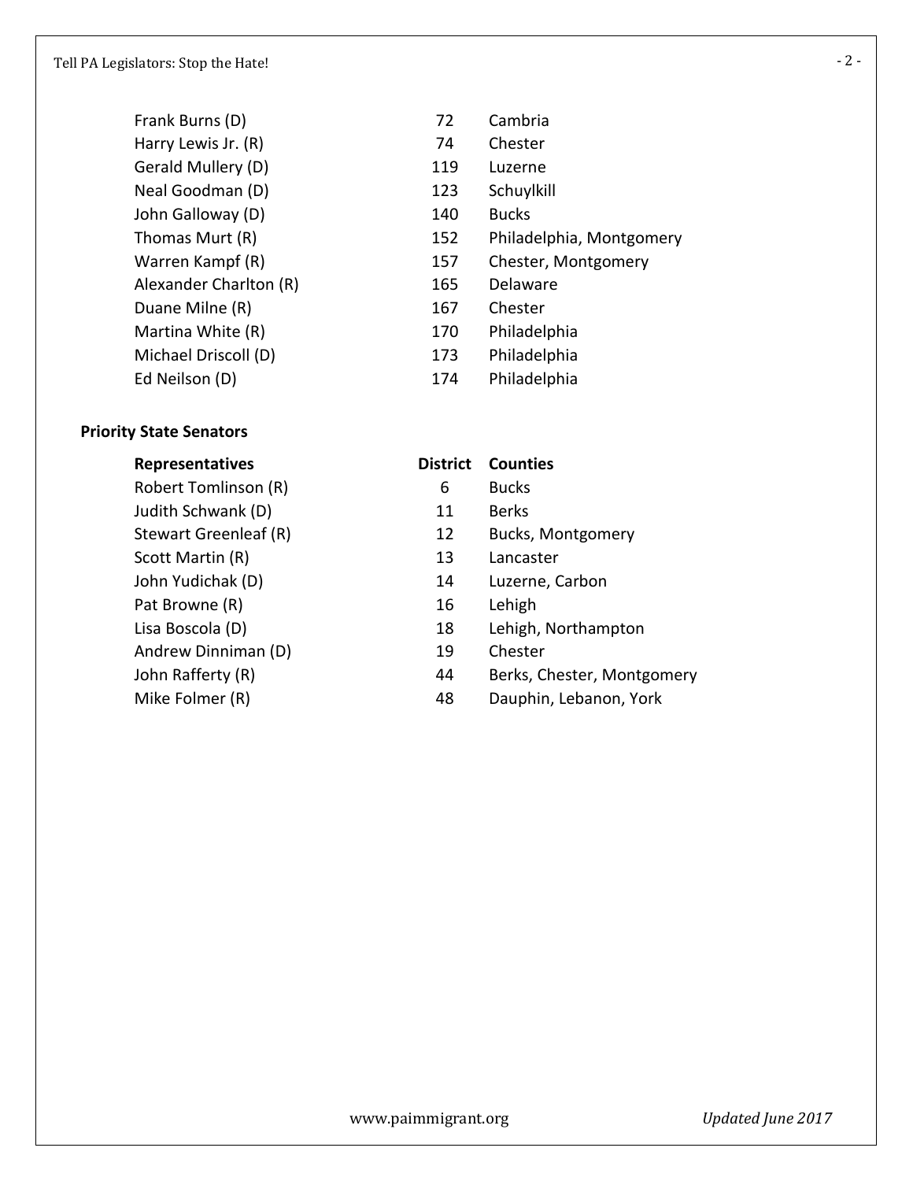| | | |
|---|---|---|
| Frank Burns (D) | 72 | Cambria |
| Harry Lewis Jr. (R) | 74 | Chester |
| Gerald Mullery (D) | 119 | Luzerne |
| Neal Goodman (D) | 123 | Schuylkill |
| John Galloway (D) | 140 | Bucks |
| Thomas Murt (R) | 152 | Philadelphia, Montgomery |
| Warren Kampf (R) | 157 | Chester, Montgomery |
| Alexander Charlton (R) | 165 | Delaware |
| Duane Milne (R) | 167 | Chester |
| Martina White (R) | 170 | Philadelphia |
| Michael Driscoll (D) | 173 | Philadelphia |
| Ed Neilson (D) | 174 | Philadelphia |

**Priority State Senators**

| Representatives | District | Counties |
|---|---|---|
| Robert Tomlinson (R) | 6 | Bucks |
| Judith Schwank (D) | 11 | Berks |
| Stewart Greenleaf (R) | 12 | Bucks, Montgomery |
| Scott Martin (R) | 13 | Lancaster |
| John Yudichak (D) | 14 | Luzerne, Carbon |
| Pat Browne (R) | 16 | Lehigh |
| Lisa Boscola (D) | 18 | Lehigh, Northampton |
| Andrew Dinniman (D) | 19 | Chester |
| John Rafferty (R) | 44 | Berks, Chester, Montgomery |
| Mike Folmer (R) | 48 | Dauphin, Lebanon, York |

www.paimmigrant.org *Updated June 2017*